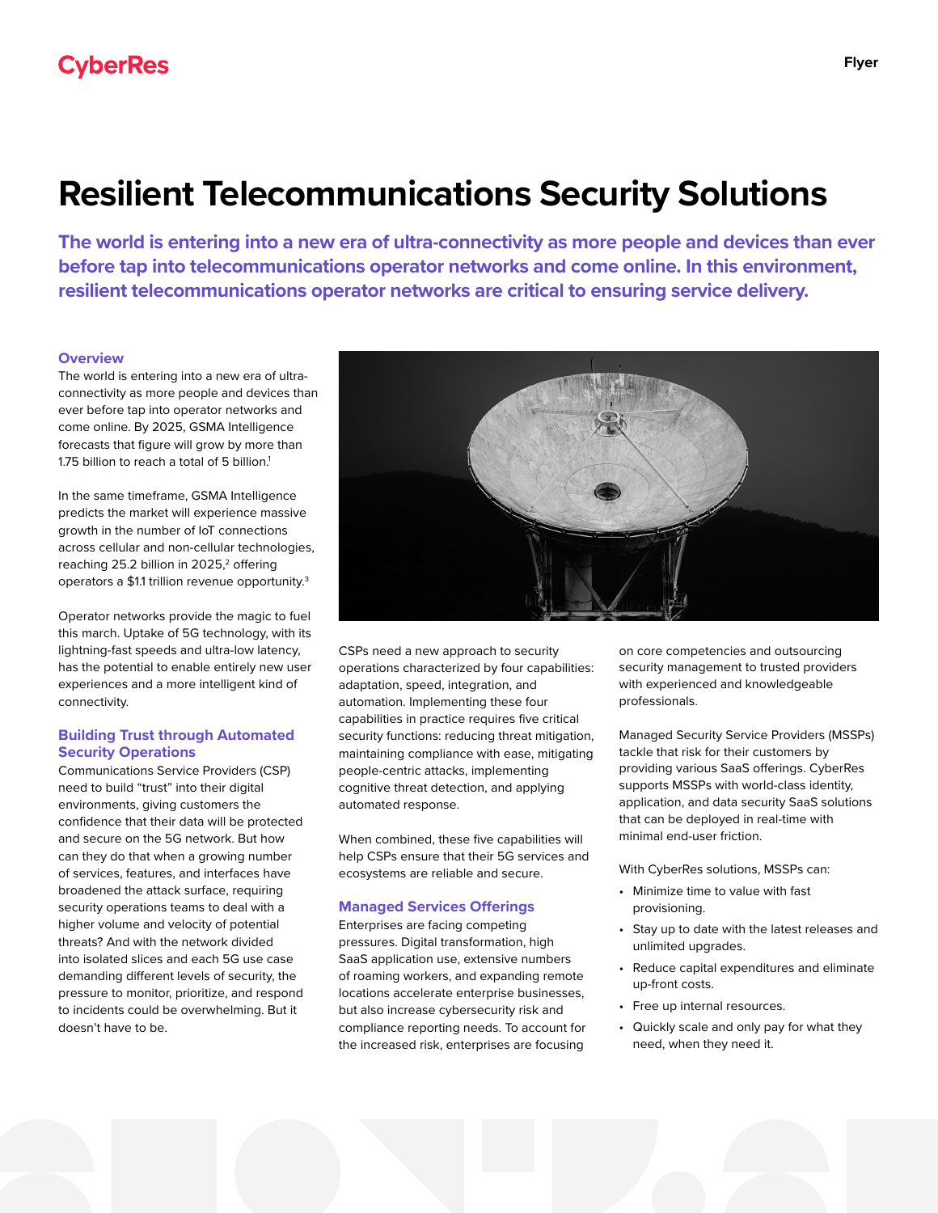CyberRes

Flyer

# Resilient Telecommunications Security Solutions

**The world is entering into a new era of ultra-connectivity as more people and devices than ever before tap into telecommunications operator networks and come online. In this environment, resilient telecommunications operator networks are critical to ensuring service delivery.**

## Overview

The world is entering into a new era of ultra-connectivity as more people and devices than ever before tap into operator networks and come online. By 2025, GSMA Intelligence forecasts that figure will grow by more than 1.75 billion to reach a total of 5 billion.[1]

In the same timeframe, GSMA Intelligence predicts the market will experience massive growth in the number of IoT connections across cellular and non-cellular technologies, reaching 25.2 billion in 2025,[2] offering operators a $1.1 trillion revenue opportunity.[3]

Operator networks provide the magic to fuel this march. Uptake of 5G technology, with its lightning-fast speeds and ultra-low latency, has the potential to enable entirely new user experiences and a more intelligent kind of connectivity.

## Building Trust through Automated Security Operations

Communications Service Providers (CSP) need to build "trust" into their digital environments, giving customers the confidence that their data will be protected and secure on the 5G network. But how can they do that when a growing number of services, features, and interfaces have broadened the attack surface, requiring security operations teams to deal with a higher volume and velocity of potential threats? And with the network divided into isolated slices and each 5G use case demanding different levels of security, the pressure to monitor, prioritize, and respond to incidents could be overwhelming. But it doesn't have to be.

CSPs need a new approach to security operations characterized by four capabilities: adaptation, speed, integration, and automation. Implementing these four capabilities in practice requires five critical security functions: reducing threat mitigation, maintaining compliance with ease, mitigating people-centric attacks, implementing cognitive threat detection, and applying automated response.

When combined, these five capabilities will help CSPs ensure that their 5G services and ecosystems are reliable and secure.

## Managed Services Offerings

Enterprises are facing competing pressures. Digital transformation, high SaaS application use, extensive numbers of roaming workers, and expanding remote locations accelerate enterprise businesses, but also increase cybersecurity risk and compliance reporting needs. To account for the increased risk, enterprises are focusing on core competencies and outsourcing security management to trusted providers with experienced and knowledgeable professionals.

Managed Security Service Providers (MSSPs) tackle that risk for their customers by providing various SaaS offerings. CyberRes supports MSSPs with world-class identity, application, and data security SaaS solutions that can be deployed in real-time with minimal end-user friction.

With CyberRes solutions, MSSPs can:

- Minimize time to value with fast provisioning.
- Stay up to date with the latest releases and unlimited upgrades.
- Reduce capital expenditures and eliminate up-front costs.
- Free up internal resources.
- Quickly scale and only pay for what they need, when they need it.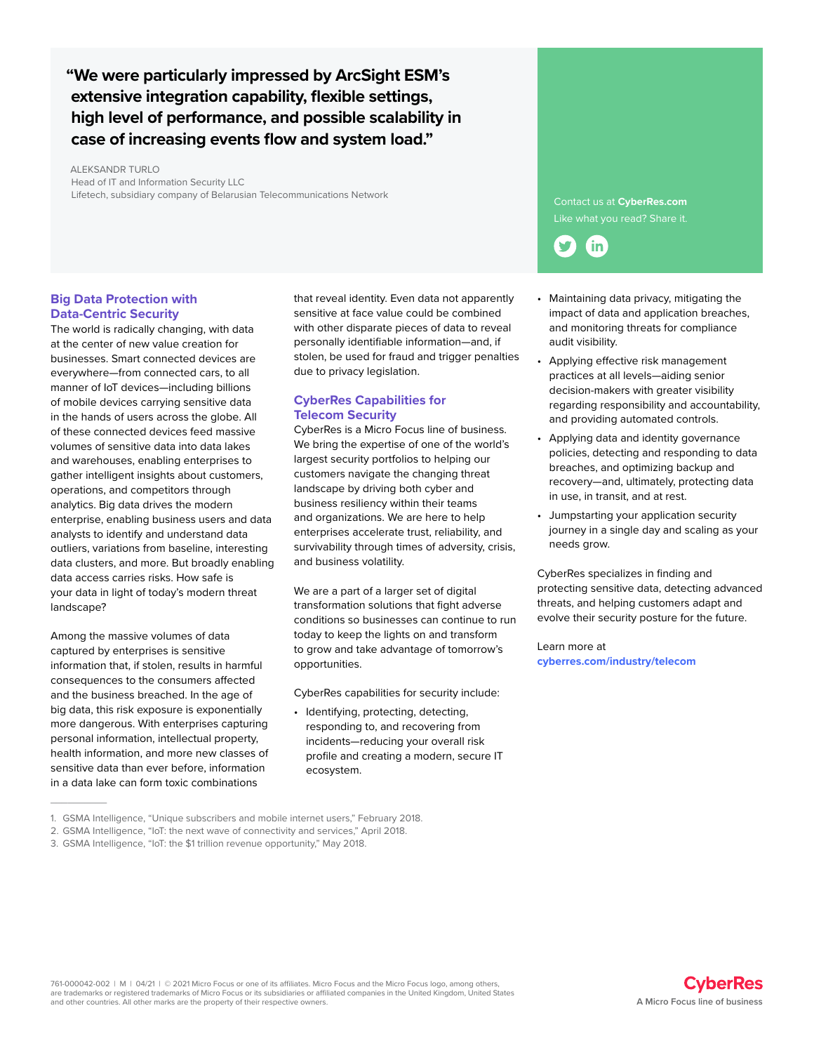> **"We were particularly impressed by ArcSight ESM's extensive integration capability, flexible settings, high level of performance, and possible scalability in case of increasing events flow and system load."**
>
> ALEKSANDR TURLO
> Head of IT and Information Security LLC
> Lifetech, subsidiary company of Belarusian Telecommunications Network

Contact us at **CyberRes.com**
Like what you read? Share it.

## Big Data Protection with Data-Centric Security

The world is radically changing, with data at the center of new value creation for businesses. Smart connected devices are everywhere—from connected cars, to all manner of IoT devices—including billions of mobile devices carrying sensitive data in the hands of users across the globe. All of these connected devices feed massive volumes of sensitive data into data lakes and warehouses, enabling enterprises to gather intelligent insights about customers, operations, and competitors through analytics. Big data drives the modern enterprise, enabling business users and data analysts to identify and understand data outliers, variations from baseline, interesting data clusters, and more. But broadly enabling data access carries risks. How safe is your data in light of today's modern threat landscape?

Among the massive volumes of data captured by enterprises is sensitive information that, if stolen, results in harmful consequences to the consumers affected and the business breached. In the age of big data, this risk exposure is exponentially more dangerous. With enterprises capturing personal information, intellectual property, health information, and more new classes of sensitive data than ever before, information in a data lake can form toxic combinations that reveal identity. Even data not apparently sensitive at face value could be combined with other disparate pieces of data to reveal personally identifiable information—and, if stolen, be used for fraud and trigger penalties due to privacy legislation.

## CyberRes Capabilities for Telecom Security

CyberRes is a Micro Focus line of business. We bring the expertise of one of the world's largest security portfolios to helping our customers navigate the changing threat landscape by driving both cyber and business resiliency within their teams and organizations. We are here to help enterprises accelerate trust, reliability, and survivability through times of adversity, crisis, and business volatility.

We are a part of a larger set of digital transformation solutions that fight adverse conditions so businesses can continue to run today to keep the lights on and transform to grow and take advantage of tomorrow's opportunities.

CyberRes capabilities for security include:

- Identifying, protecting, detecting, responding to, and recovering from incidents—reducing your overall risk profile and creating a modern, secure IT ecosystem.
- Maintaining data privacy, mitigating the impact of data and application breaches, and monitoring threats for compliance audit visibility.
- Applying effective risk management practices at all levels—aiding senior decision-makers with greater visibility regarding responsibility and accountability, and providing automated controls.
- Applying data and identity governance policies, detecting and responding to data breaches, and optimizing backup and recovery—and, ultimately, protecting data in use, in transit, and at rest.
- Jumpstarting your application security journey in a single day and scaling as your needs grow.

CyberRes specializes in finding and protecting sensitive data, detecting advanced threats, and helping customers adapt and evolve their security posture for the future.

Learn more at
**cyberres.com/industry/telecom**

---

1. GSMA Intelligence, "Unique subscribers and mobile internet users," February 2018.
2. GSMA Intelligence, "IoT: the next wave of connectivity and services," April 2018.
3. GSMA Intelligence, "IoT: the $1 trillion revenue opportunity," May 2018.

761-000042-002 | M | 04/21 | © 2021 Micro Focus or one of its affiliates. Micro Focus and the Micro Focus logo, among others, are trademarks or registered trademarks of Micro Focus or its subsidiaries or affiliated companies in the United Kingdom, United States and other countries. All other marks are the property of their respective owners.

**CyberRes**
A Micro Focus line of business